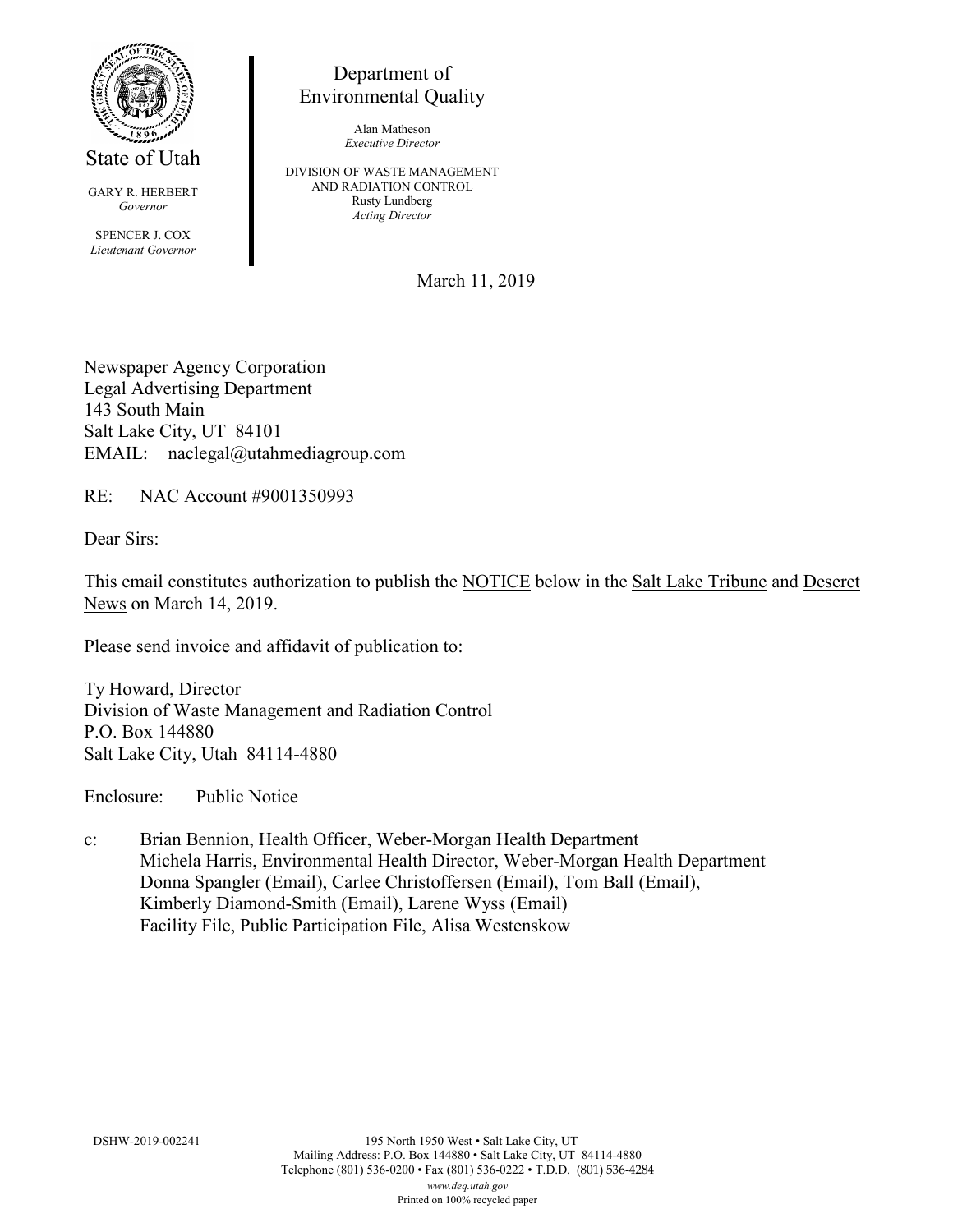State of Utah

GARY R. HERBERT
*Governor*

SPENCER J. COX
*Lieutenant Governor*

Department of
Environmental Quality

Alan Matheson
*Executive Director*

DIVISION OF WASTE MANAGEMENT
AND RADIATION CONTROL
Rusty Lundberg
*Acting Director*

March 11, 2019

Newspaper Agency Corporation
Legal Advertising Department
143 South Main
Salt Lake City, UT 84101
EMAIL: naclegal@utahmediagroup.com

RE: NAC Account #9001350993

Dear Sirs:

This email constitutes authorization to publish the NOTICE below in the Salt Lake Tribune and Deseret News on March 14, 2019.

Please send invoice and affidavit of publication to:

Ty Howard, Director
Division of Waste Management and Radiation Control
P.O. Box 144880
Salt Lake City, Utah 84114-4880

Enclosure: Public Notice

c: Brian Bennion, Health Officer, Weber-Morgan Health Department
Michela Harris, Environmental Health Director, Weber-Morgan Health Department
Donna Spangler (Email), Carlee Christoffersen (Email), Tom Ball (Email),
Kimberly Diamond-Smith (Email), Larene Wyss (Email)
Facility File, Public Participation File, Alisa Westenskow

DSHW-2019-002241

195 North 1950 West • Salt Lake City, UT
Mailing Address: P.O. Box 144880 • Salt Lake City, UT 84114-4880
Telephone (801) 536-0200 • Fax (801) 536-0222 • T.D.D. (801) 536-4284
*www.deq.utah.gov*
Printed on 100% recycled paper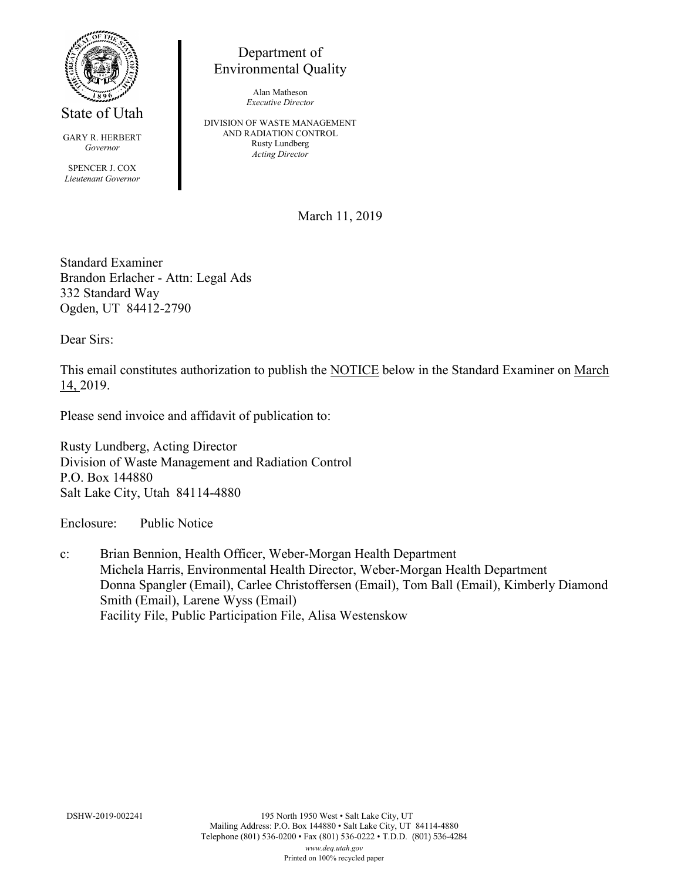State of Utah

GARY R. HERBERT
*Governor*

SPENCER J. COX
*Lieutenant Governor*

Department of
Environmental Quality

Alan Matheson
*Executive Director*

DIVISION OF WASTE MANAGEMENT
AND RADIATION CONTROL
Rusty Lundberg
*Acting Director*

March 11, 2019

Standard Examiner
Brandon Erlacher - Attn: Legal Ads
332 Standard Way
Ogden, UT 84412-2790

Dear Sirs:

This email constitutes authorization to publish the NOTICE below in the Standard Examiner on March 14, 2019.

Please send invoice and affidavit of publication to:

Rusty Lundberg, Acting Director
Division of Waste Management and Radiation Control
P.O. Box 144880
Salt Lake City, Utah 84114-4880

Enclosure: Public Notice

c: Brian Bennion, Health Officer, Weber-Morgan Health Department
Michela Harris, Environmental Health Director, Weber-Morgan Health Department
Donna Spangler (Email), Carlee Christoffersen (Email), Tom Ball (Email), Kimberly Diamond Smith (Email), Larene Wyss (Email)
Facility File, Public Participation File, Alisa Westenskow

DSHW-2019-002241

195 North 1950 West • Salt Lake City, UT
Mailing Address: P.O. Box 144880 • Salt Lake City, UT 84114-4880
Telephone (801) 536-0200 • Fax (801) 536-0222 • T.D.D. (801) 536-4284
*www.deq.utah.gov*
Printed on 100% recycled paper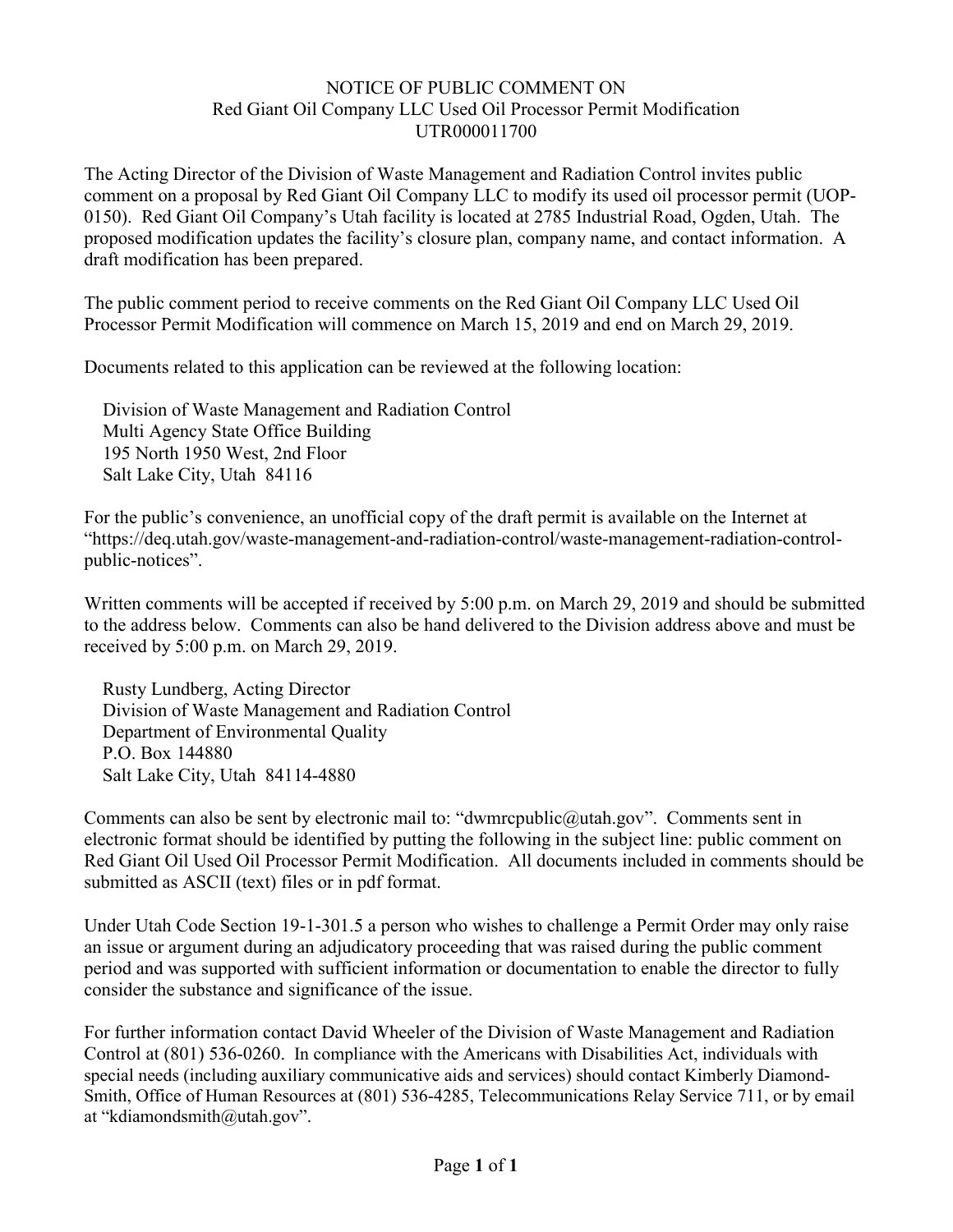# NOTICE OF PUBLIC COMMENT ON
## Red Giant Oil Company LLC Used Oil Processor Permit Modification
## UTR000011700

The Acting Director of the Division of Waste Management and Radiation Control invites public comment on a proposal by Red Giant Oil Company LLC to modify its used oil processor permit (UOP-0150). Red Giant Oil Company's Utah facility is located at 2785 Industrial Road, Ogden, Utah. The proposed modification updates the facility's closure plan, company name, and contact information. A draft modification has been prepared.

The public comment period to receive comments on the Red Giant Oil Company LLC Used Oil Processor Permit Modification will commence on March 15, 2019 and end on March 29, 2019.

Documents related to this application can be reviewed at the following location:

Division of Waste Management and Radiation Control
Multi Agency State Office Building
195 North 1950 West, 2nd Floor
Salt Lake City, Utah 84116

For the public's convenience, an unofficial copy of the draft permit is available on the Internet at "https://deq.utah.gov/waste-management-and-radiation-control/waste-management-radiation-control-public-notices".

Written comments will be accepted if received by 5:00 p.m. on March 29, 2019 and should be submitted to the address below. Comments can also be hand delivered to the Division address above and must be received by 5:00 p.m. on March 29, 2019.

Rusty Lundberg, Acting Director
Division of Waste Management and Radiation Control
Department of Environmental Quality
P.O. Box 144880
Salt Lake City, Utah 84114-4880

Comments can also be sent by electronic mail to: "dwmrcpublic@utah.gov". Comments sent in electronic format should be identified by putting the following in the subject line: public comment on Red Giant Oil Used Oil Processor Permit Modification. All documents included in comments should be submitted as ASCII (text) files or in pdf format.

Under Utah Code Section 19-1-301.5 a person who wishes to challenge a Permit Order may only raise an issue or argument during an adjudicatory proceeding that was raised during the public comment period and was supported with sufficient information or documentation to enable the director to fully consider the substance and significance of the issue.

For further information contact David Wheeler of the Division of Waste Management and Radiation Control at (801) 536-0260. In compliance with the Americans with Disabilities Act, individuals with special needs (including auxiliary communicative aids and services) should contact Kimberly Diamond-Smith, Office of Human Resources at (801) 536-4285, Telecommunications Relay Service 711, or by email at "kdiamondsmith@utah.gov".